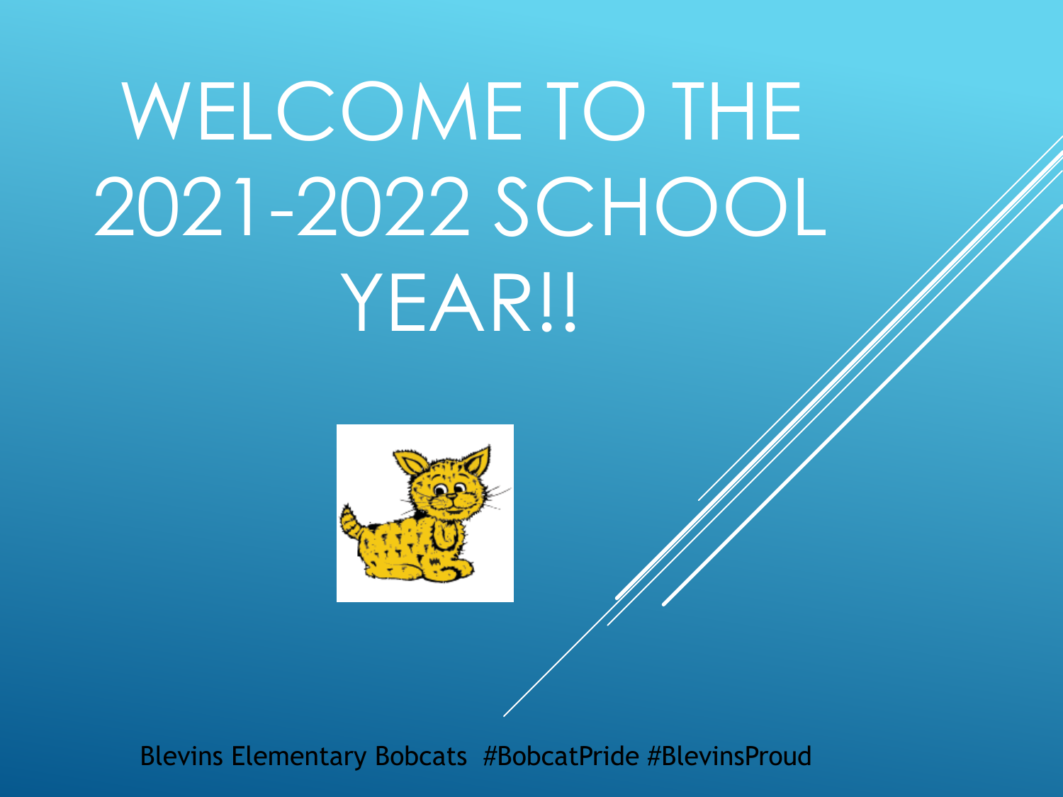# WELCOME TO THE 2021-2022 SCHOOL YEAR!!

Blevins Elementary Bobcats #BobcatPride #BlevinsProud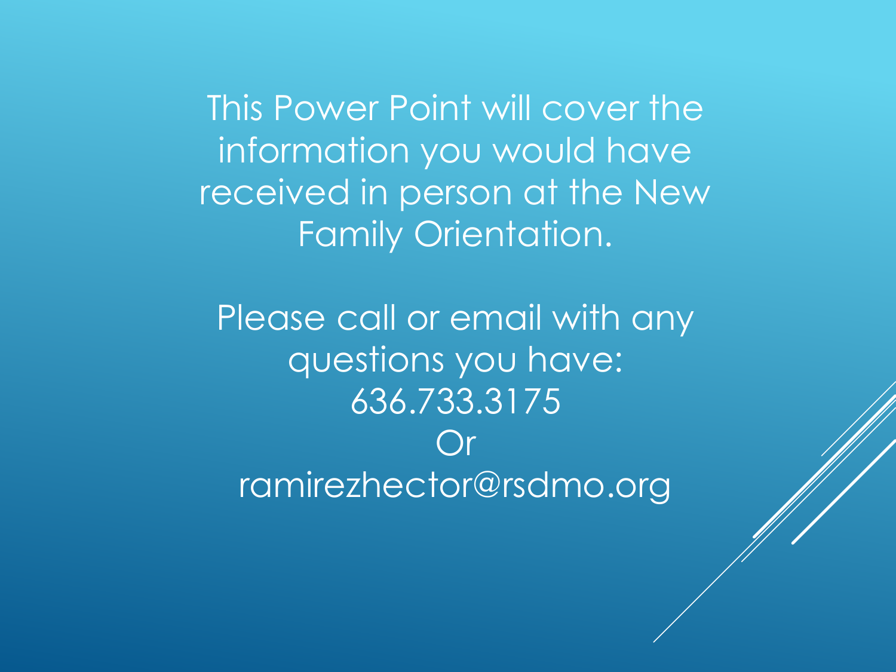This Power Point will cover the information you would have received in person at the New Family Orientation.

Please call or email with any questions you have:
636.733.3175
Or
ramirezhector@rsdmo.org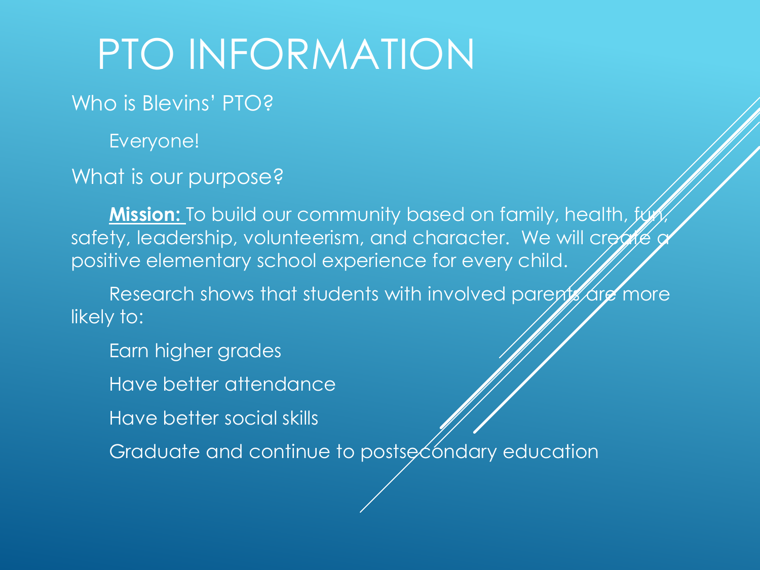# PTO INFORMATION

Who is Blevins' PTO?

Everyone!

What is our purpose?

**Mission:** To build our community based on family, health, fun, safety, leadership, volunteerism, and character. We will create a positive elementary school experience for every child.

Research shows that students with involved parents are more likely to:

- Earn higher grades
- Have better attendance
- Have better social skills
- Graduate and continue to postsecondary education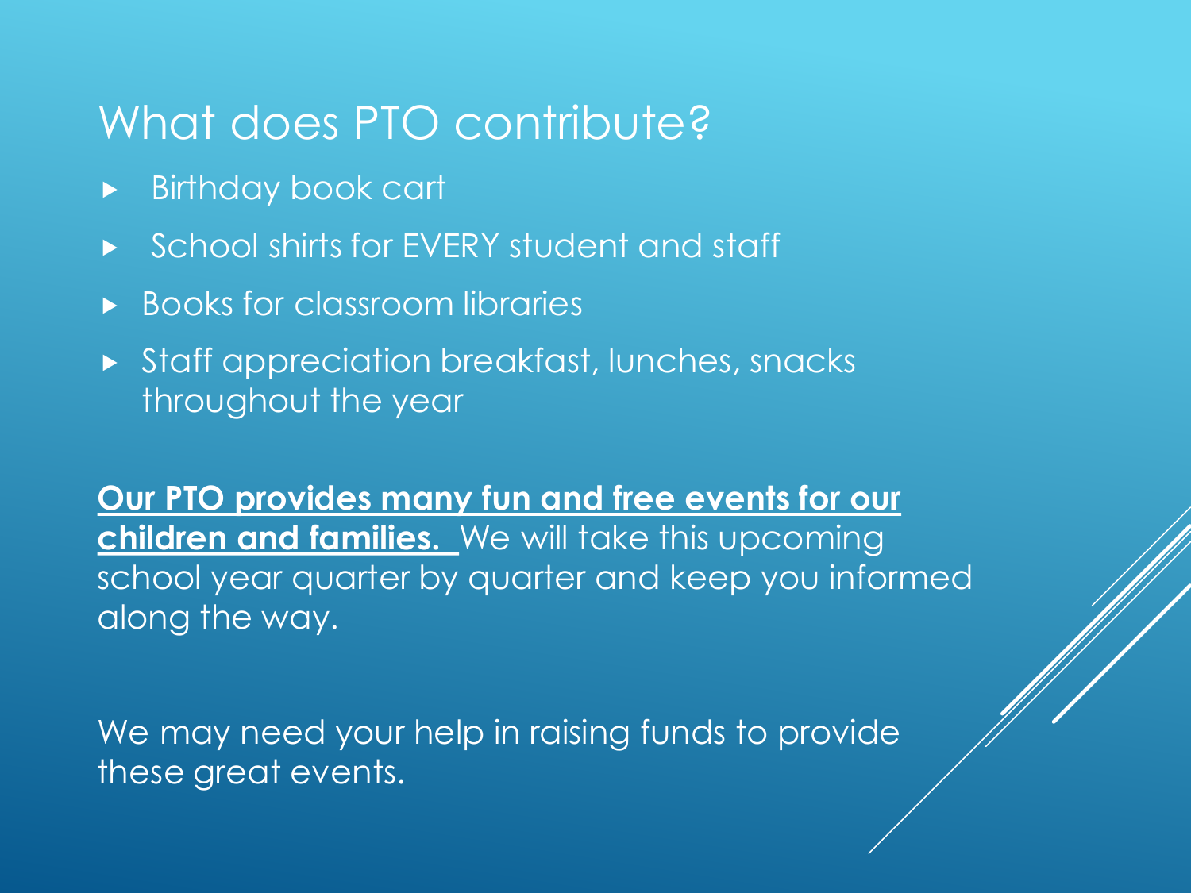# What does PTO contribute?

- Birthday book cart
- School shirts for EVERY student and staff
- Books for classroom libraries
- Staff appreciation breakfast, lunches, snacks throughout the year

<u>**Our PTO provides many fun and free events for our children and families.**</u> We will take this upcoming school year quarter by quarter and keep you informed along the way.

We may need your help in raising funds to provide these great events.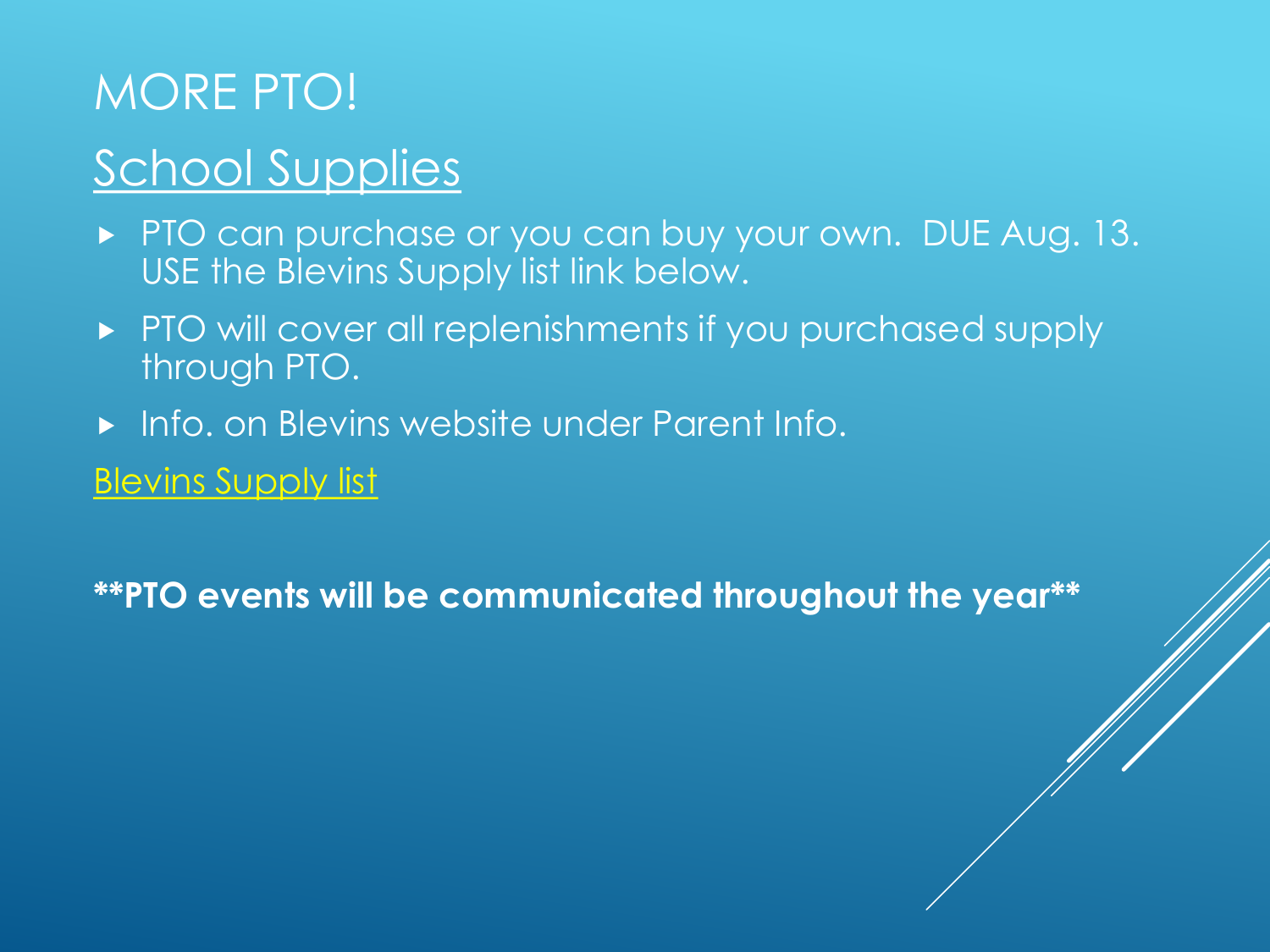# MORE PTO!

## School Supplies

- PTO can purchase or you can buy your own. DUE Aug. 13. USE the Blevins Supply list link below.
- PTO will cover all replenishments if you purchased supply through PTO.
- Info. on Blevins website under Parent Info.

Blevins Supply list

**PTO events will be communicated throughout the year**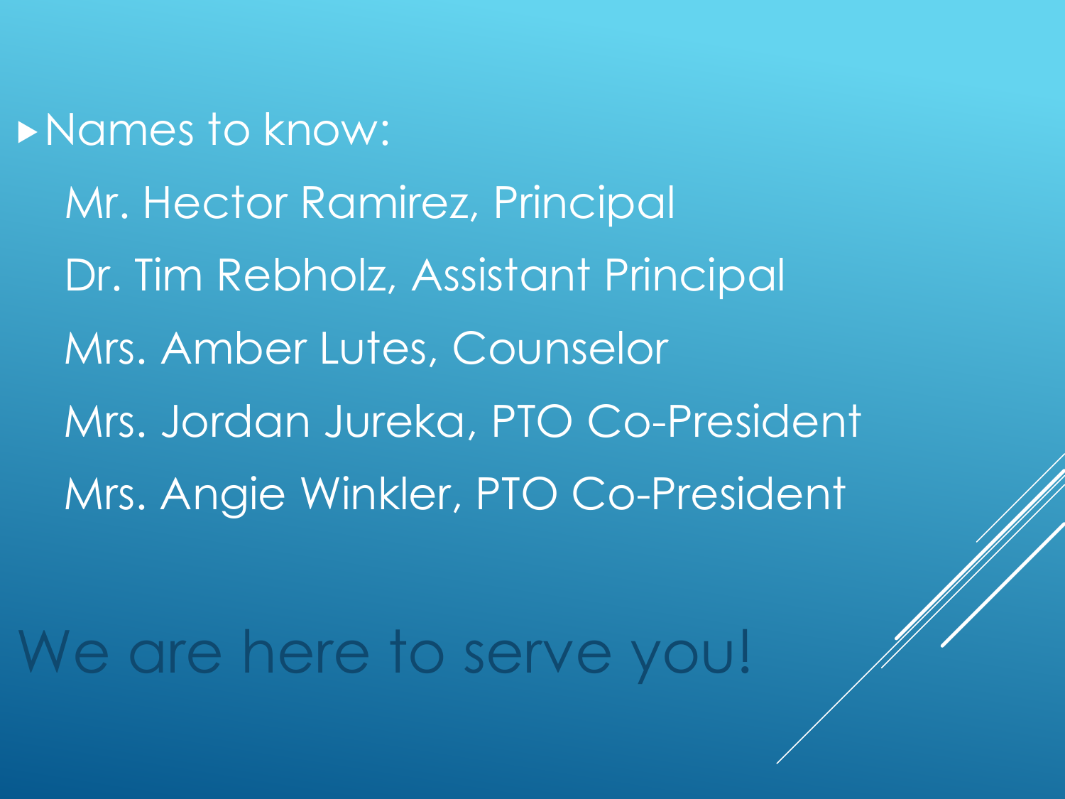- Names to know:

  Mr. Hector Ramirez, Principal

  Dr. Tim Rebholz, Assistant Principal

  Mrs. Amber Lutes, Counselor

  Mrs. Jordan Jureka, PTO Co-President

  Mrs. Angie Winkler, PTO Co-President

# We are here to serve you!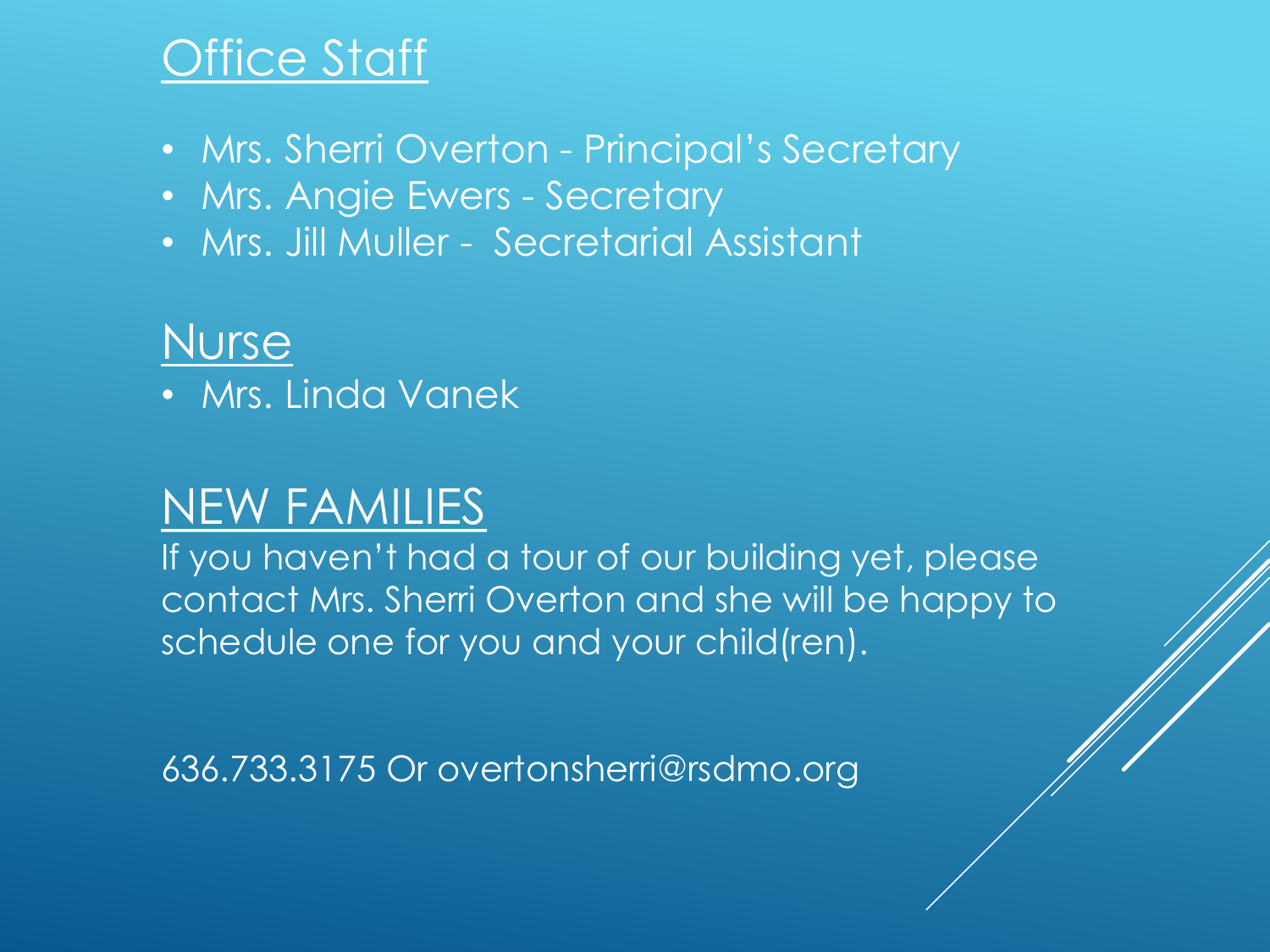## Office Staff

- Mrs. Sherri Overton - Principal's Secretary
- Mrs. Angie Ewers - Secretary
- Mrs. Jill Muller - Secretarial Assistant

## Nurse

- Mrs. Linda Vanek

## NEW FAMILIES

If you haven't had a tour of our building yet, please contact Mrs. Sherri Overton and she will be happy to schedule one for you and your child(ren).

636.733.3175 Or overtonsherri@rsdmo.org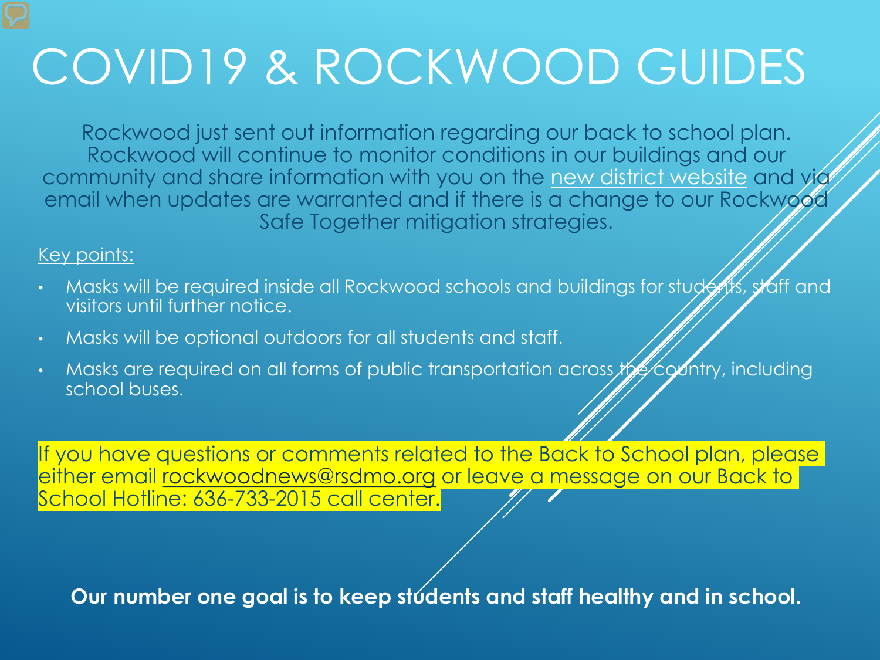# COVID19 & ROCKWOOD GUIDES

Rockwood just sent out information regarding our back to school plan. Rockwood will continue to monitor conditions in our buildings and our community and share information with you on the new district website and via email when updates are warranted and if there is a change to our Rockwood Safe Together mitigation strategies.

Key points:

- Masks will be required inside all Rockwood schools and buildings for students, staff and visitors until further notice.
- Masks will be optional outdoors for all students and staff.
- Masks are required on all forms of public transportation across the country, including school buses.

If you have questions or comments related to the Back to School plan, please either email rockwoodnews@rsdmo.org or leave a message on our Back to School Hotline: 636-733-2015 call center.

**Our number one goal is to keep students and staff healthy and in school.**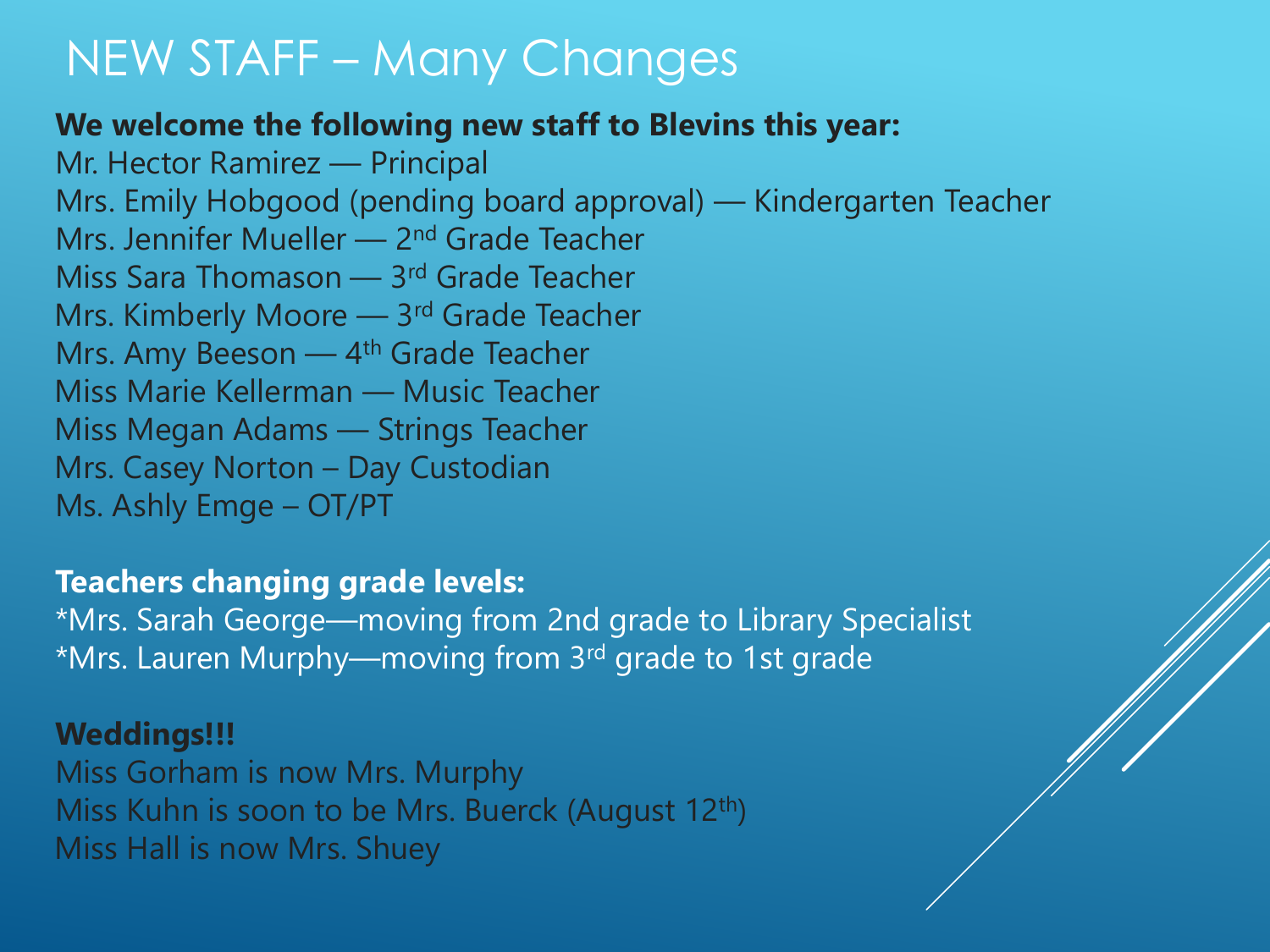# NEW STAFF – Many Changes

**We welcome the following new staff to Blevins this year:**

Mr. Hector Ramirez — Principal
Mrs. Emily Hobgood (pending board approval) — Kindergarten Teacher
Mrs. Jennifer Mueller — 2nd Grade Teacher
Miss Sara Thomason — 3rd Grade Teacher
Mrs. Kimberly Moore — 3rd Grade Teacher
Mrs. Amy Beeson — 4th Grade Teacher
Miss Marie Kellerman — Music Teacher
Miss Megan Adams — Strings Teacher
Mrs. Casey Norton – Day Custodian
Ms. Ashly Emge – OT/PT

**Teachers changing grade levels:**

*Mrs. Sarah George—moving from 2nd grade to Library Specialist
*Mrs. Lauren Murphy—moving from 3rd grade to 1st grade

**Weddings!!!**

Miss Gorham is now Mrs. Murphy
Miss Kuhn is soon to be Mrs. Buerck (August 12th)
Miss Hall is now Mrs. Shuey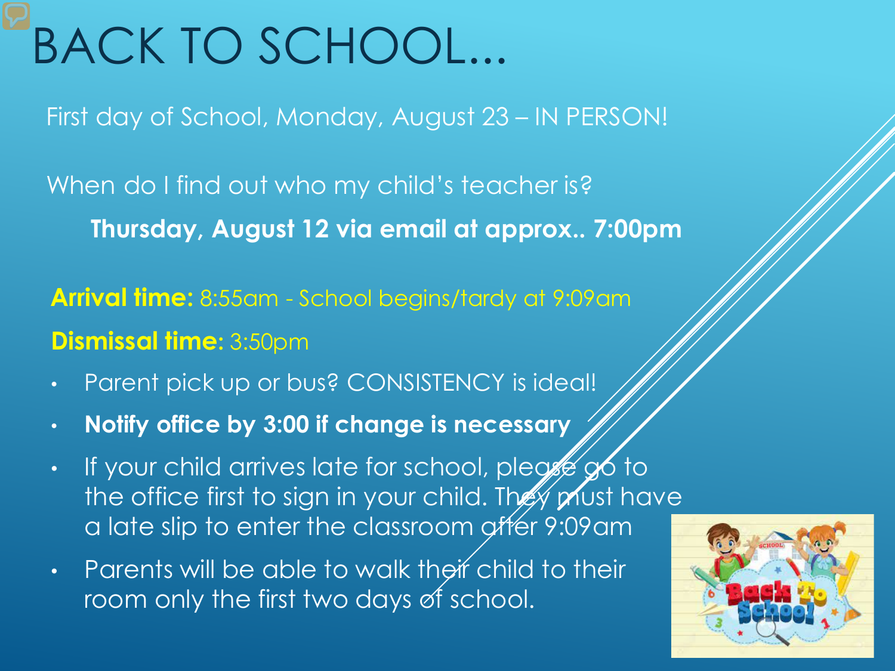# BACK TO SCHOOL...

First day of School, Monday, August 23 – IN PERSON!

When do I find out who my child's teacher is?

**Thursday, August 12 via email at approx.. 7:00pm**

**Arrival time:** 8:55am - School begins/tardy at 9:09am

**Dismissal time:** 3:50pm

- Parent pick up or bus? CONSISTENCY is ideal!
- **Notify office by 3:00 if change is necessary**
- If your child arrives late for school, please go to the office first to sign in your child. They must have a late slip to enter the classroom after 9:09am
- Parents will be able to walk their child to their room only the first two days of school.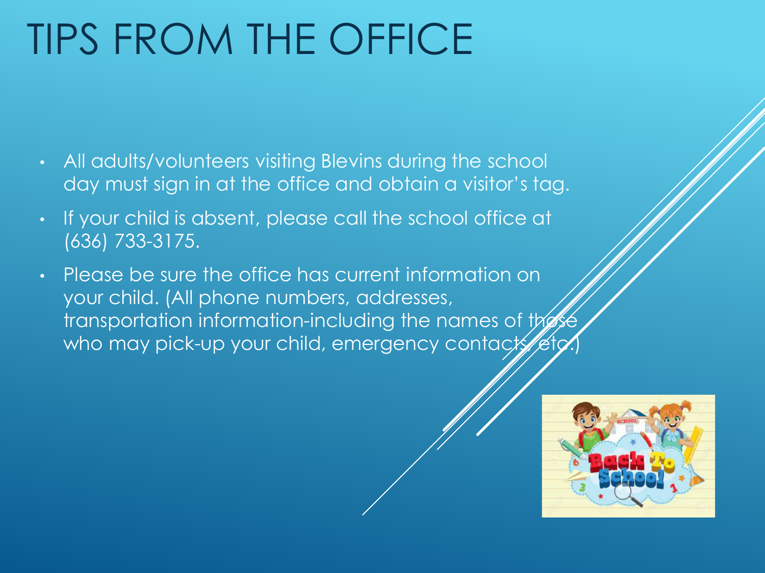# TIPS FROM THE OFFICE

- All adults/volunteers visiting Blevins during the school day must sign in at the office and obtain a visitor's tag.
- If your child is absent, please call the school office at (636) 733-3175.
- Please be sure the office has current information on your child. (All phone numbers, addresses, transportation information-including the names of those who may pick-up your child, emergency contacts, etc.)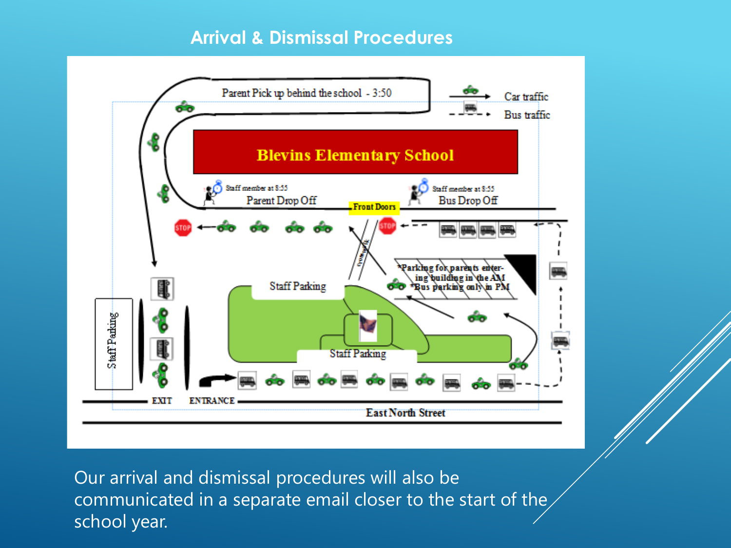# Arrival & Dismissal Procedures

Parent Pick up behind the school - 3:50

Car traffic

Bus traffic

Blevins Elementary School

Staff member at 8:55

Parent Drop Off

Staff member at 8:55

Bus Drop Off

Front Doors

Walkway

*Parking for parents entering building in the AM

*Bus parking only in PM

Staff Parking

Staff Parking

Staff Parking

EXIT

ENTRANCE

East North Street

Our arrival and dismissal procedures will also be communicated in a separate email closer to the start of the school year.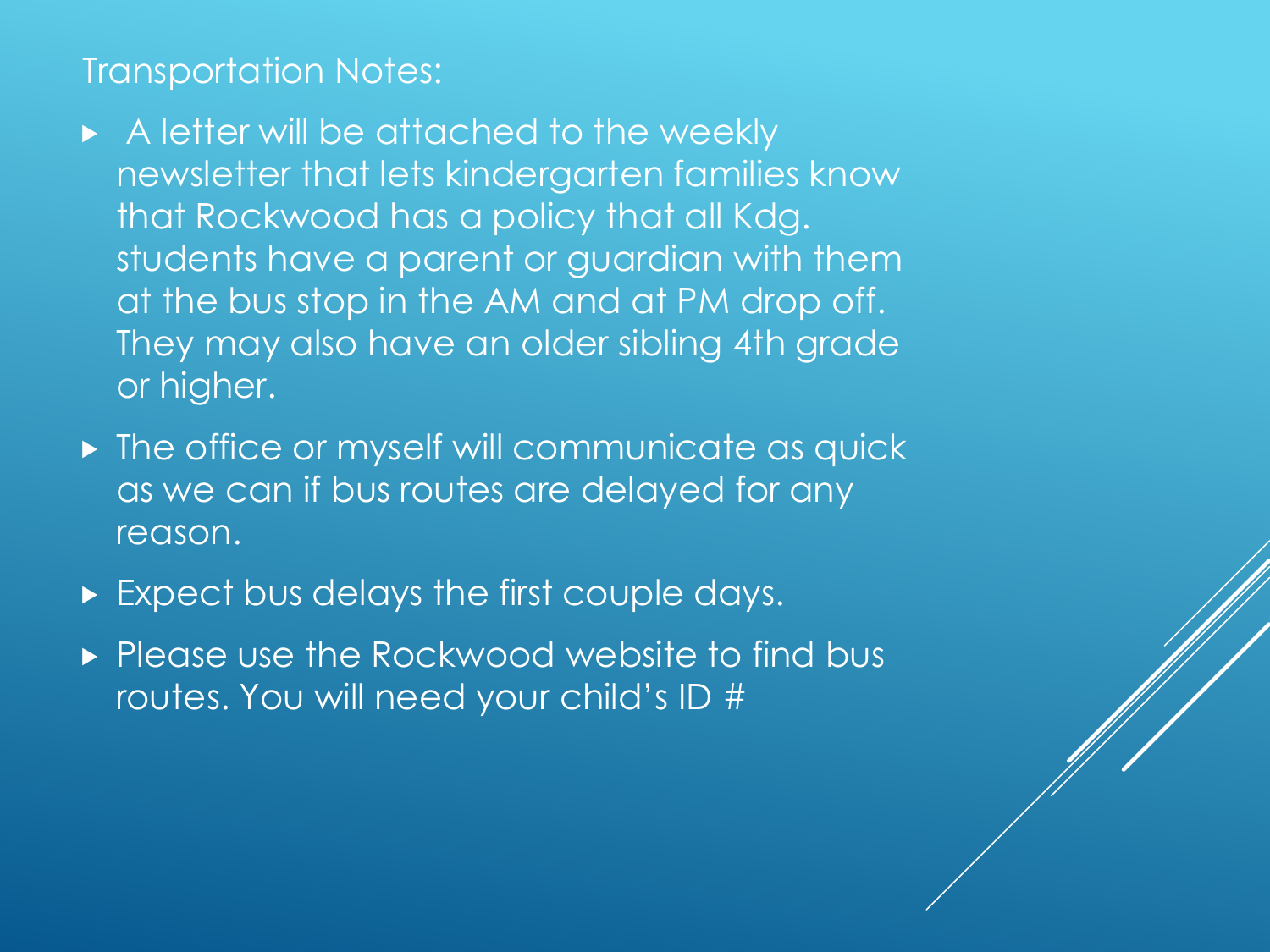Transportation Notes:

- A letter will be attached to the weekly newsletter that lets kindergarten families know that Rockwood has a policy that all Kdg. students have a parent or guardian with them at the bus stop in the AM and at PM drop off. They may also have an older sibling 4th grade or higher.
- The office or myself will communicate as quick as we can if bus routes are delayed for any reason.
- Expect bus delays the first couple days.
- Please use the Rockwood website to find bus routes. You will need your child's ID #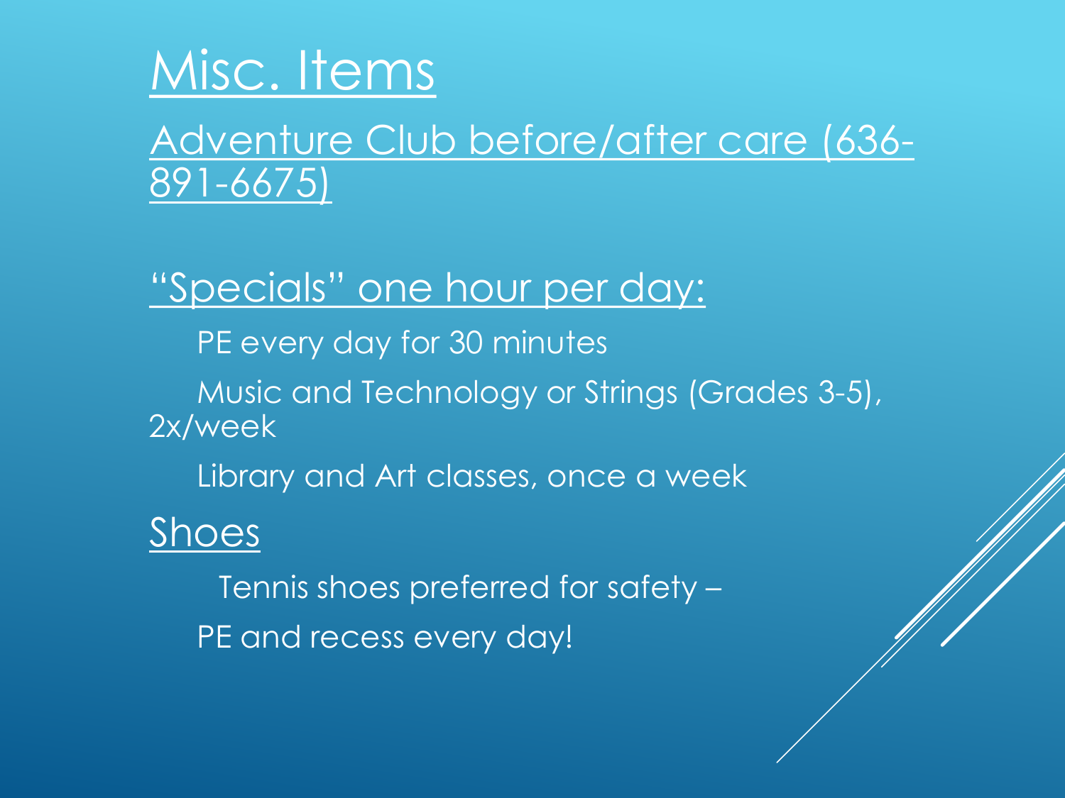# Misc. Items

Adventure Club before/after care (636-891-6675)

"Specials" one hour per day:

PE every day for 30 minutes

Music and Technology or Strings (Grades 3-5), 2x/week

Library and Art classes, once a week

## Shoes

Tennis shoes preferred for safety –

PE and recess every day!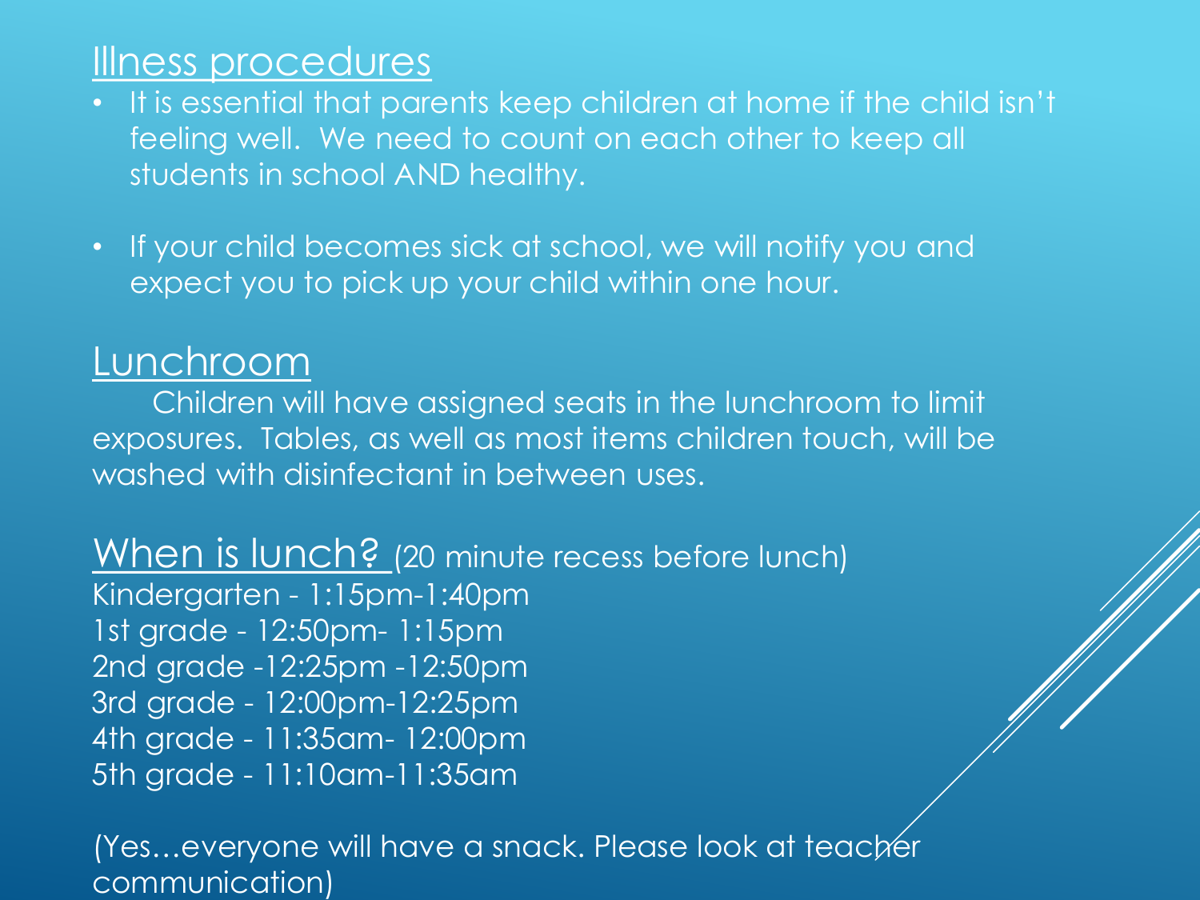## Illness procedures

- It is essential that parents keep children at home if the child isn't feeling well. We need to count on each other to keep all students in school AND healthy.
- If your child becomes sick at school, we will notify you and expect you to pick up your child within one hour.

## Lunchroom

Children will have assigned seats in the lunchroom to limit exposures. Tables, as well as most items children touch, will be washed with disinfectant in between uses.

## When is lunch? (20 minute recess before lunch)

Kindergarten - 1:15pm-1:40pm
1st grade - 12:50pm- 1:15pm
2nd grade -12:25pm -12:50pm
3rd grade - 12:00pm-12:25pm
4th grade - 11:35am- 12:00pm
5th grade - 11:10am-11:35am

(Yes…everyone will have a snack. Please look at teacher communication)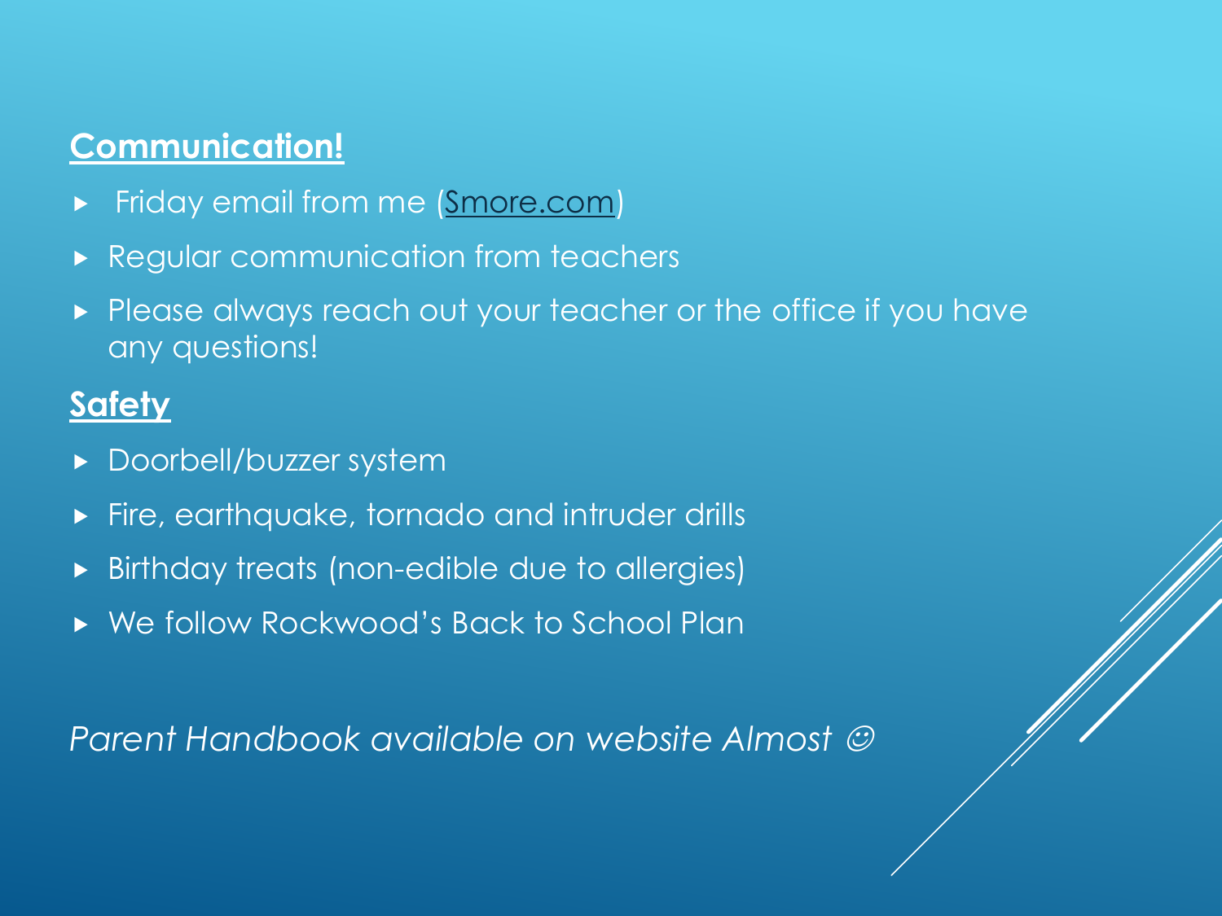## **Communication!**

- Friday email from me ([Smore.com](Smore.com))
- Regular communication from teachers
- Please always reach out your teacher or the office if you have any questions!

## **Safety**

- Doorbell/buzzer system
- Fire, earthquake, tornado and intruder drills
- Birthday treats (non-edible due to allergies)
- We follow Rockwood's Back to School Plan

*Parent Handbook available on website Almost ☺*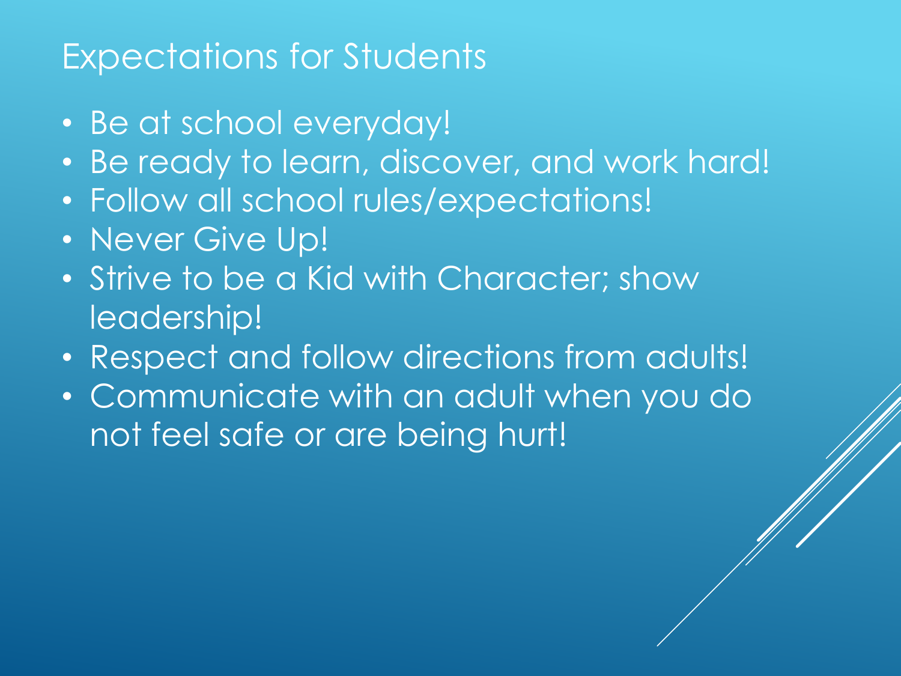# Expectations for Students

- Be at school everyday!
- Be ready to learn, discover, and work hard!
- Follow all school rules/expectations!
- Never Give Up!
- Strive to be a Kid with Character; show leadership!
- Respect and follow directions from adults!
- Communicate with an adult when you do not feel safe or are being hurt!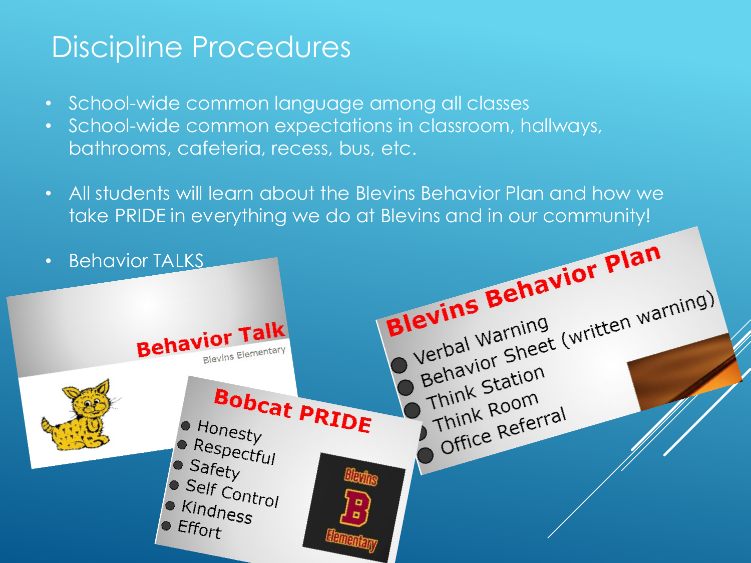# Discipline Procedures

- School-wide common language among all classes
- School-wide common expectations in classroom, hallways, bathrooms, cafeteria, recess, bus, etc.
- All students will learn about the Blevins Behavior Plan and how we take PRIDE in everything we do at Blevins and in our community!
- Behavior TALKS

**Behavior Talk**
Blevins Elementary

**Bobcat PRIDE**

- Honesty
- Respectful
- Safety
- Self Control
- Kindness
- Effort

**Blevins Behavior Plan**

- Verbal Warning
- Behavior Sheet (written warning)
- Think Station
- Think Room
- Office Referral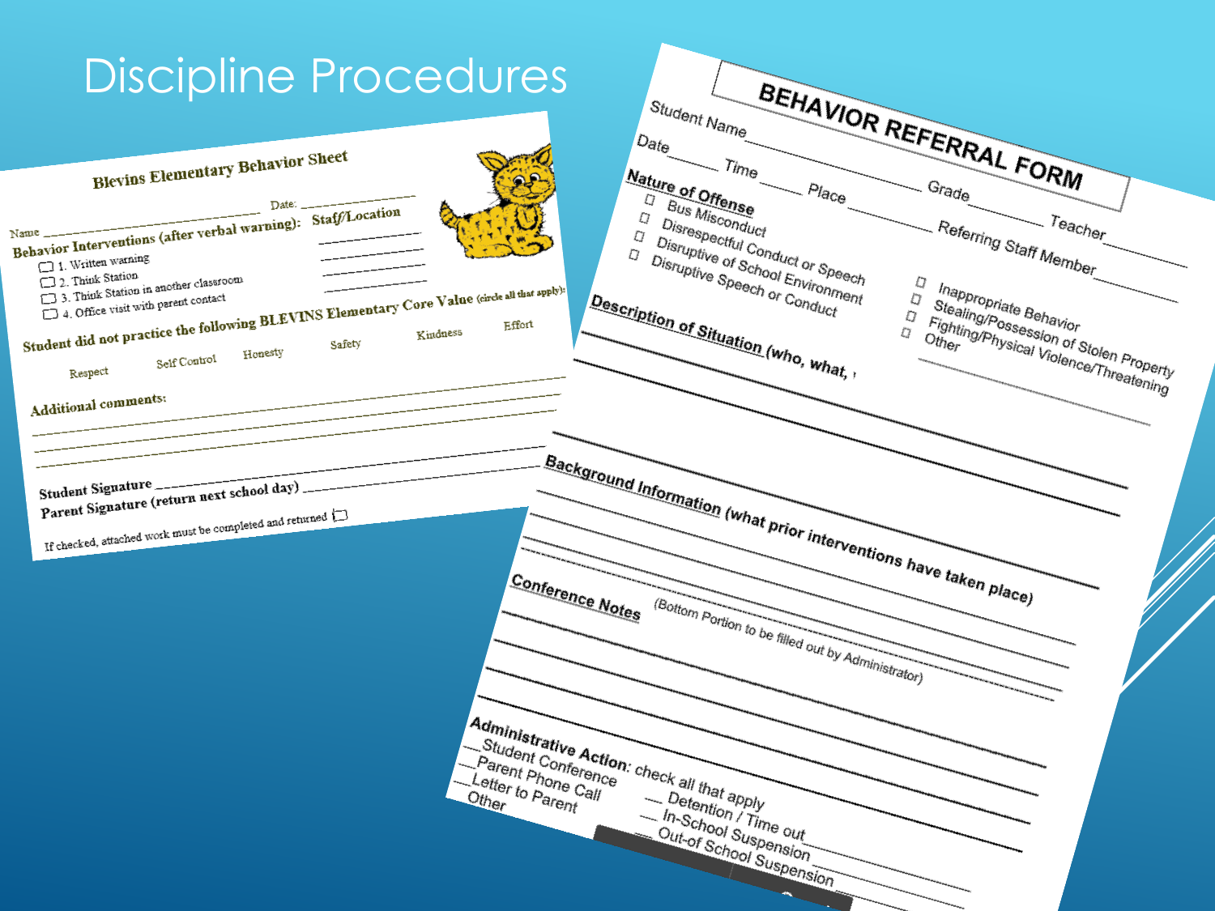# Discipline Procedures

## Blevins Elementary Behavior Sheet

Name ______________________ Date: ______________

**Behavior Interventions (after verbal warning):** **Staff/Location**

- ☐ 1. Written warning
- ☐ 2. Think Station
- ☐ 3. Think Station in another classroom
- ☐ 4. Office visit with parent contact

**Student did not practice the following BLEVINS Elementary Core Value** (circle all that apply):

Respect   Self Control   Honesty   Safety   Kindness   Effort

**Additional comments:**

______________________________________

**Student Signature** ______________________

**Parent Signature (return next school day)** ______________________

If checked, attached work must be completed and returned ☐

## BEHAVIOR REFERRAL FORM

Student Name ______________________ Grade __________ Teacher __________

Date ________ Time ______ Place ______________ Referring Staff Member ______________

**Nature of Offense**

- ☐ Bus Misconduct
- ☐ Disrespectful Conduct or Speech
- ☐ Disruptive of School Environment
- ☐ Disruptive Speech or Conduct
- ☐ Inappropriate Behavior
- ☐ Stealing/Possession of Stolen Property
- ☐ Fighting/Physical Violence/Threatening
- ☐ Other ______________

**Description of Situation** (who, what, ...

______________________________________

**Background Information** (what prior interventions have taken place)

______________________________________

**Conference Notes** (Bottom Portion to be filled out by Administrator)

______________________________________

**Administrative Action:** check all that apply

- __Student Conference
- __Parent Phone Call
- __Letter to Parent
- __Other
- __ Detention / Time out
- __ In-School Suspension
- __ Out-of School Suspension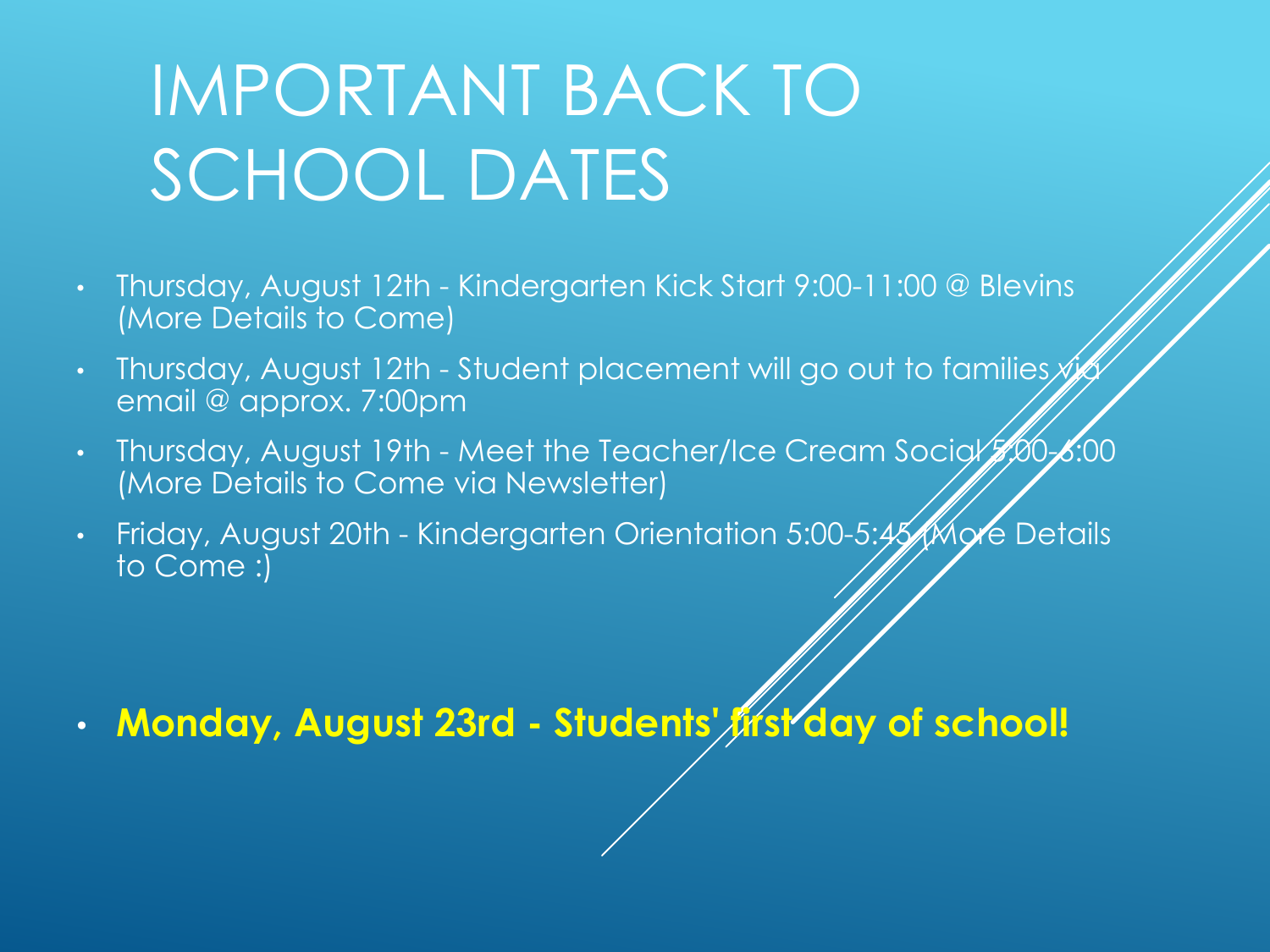# IMPORTANT BACK TO SCHOOL DATES

- Thursday, August 12th - Kindergarten Kick Start 9:00-11:00 @ Blevins (More Details to Come)
- Thursday, August 12th - Student placement will go out to families via email @ approx. 7:00pm
- Thursday, August 19th - Meet the Teacher/Ice Cream Social 5:00-6:00 (More Details to Come via Newsletter)
- Friday, August 20th - Kindergarten Orientation 5:00-5:45 (More Details to Come :)

- **Monday, August 23rd - Students' first day of school!**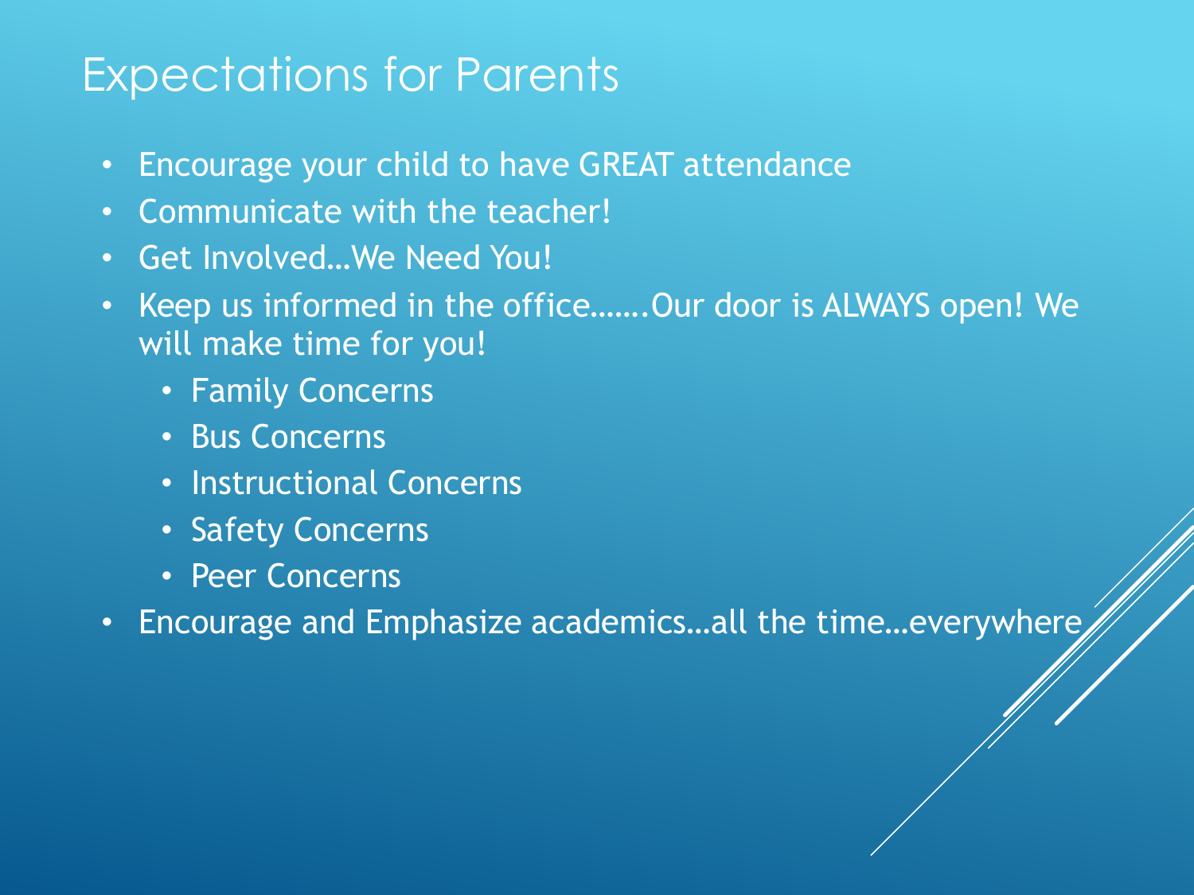# Expectations for Parents

- Encourage your child to have GREAT attendance
- Communicate with the teacher!
- Get Involved…We Need You!
- Keep us informed in the office…….Our door is ALWAYS open! We will make time for you!
  - Family Concerns
  - Bus Concerns
  - Instructional Concerns
  - Safety Concerns
  - Peer Concerns
- Encourage and Emphasize academics…all the time…everywhere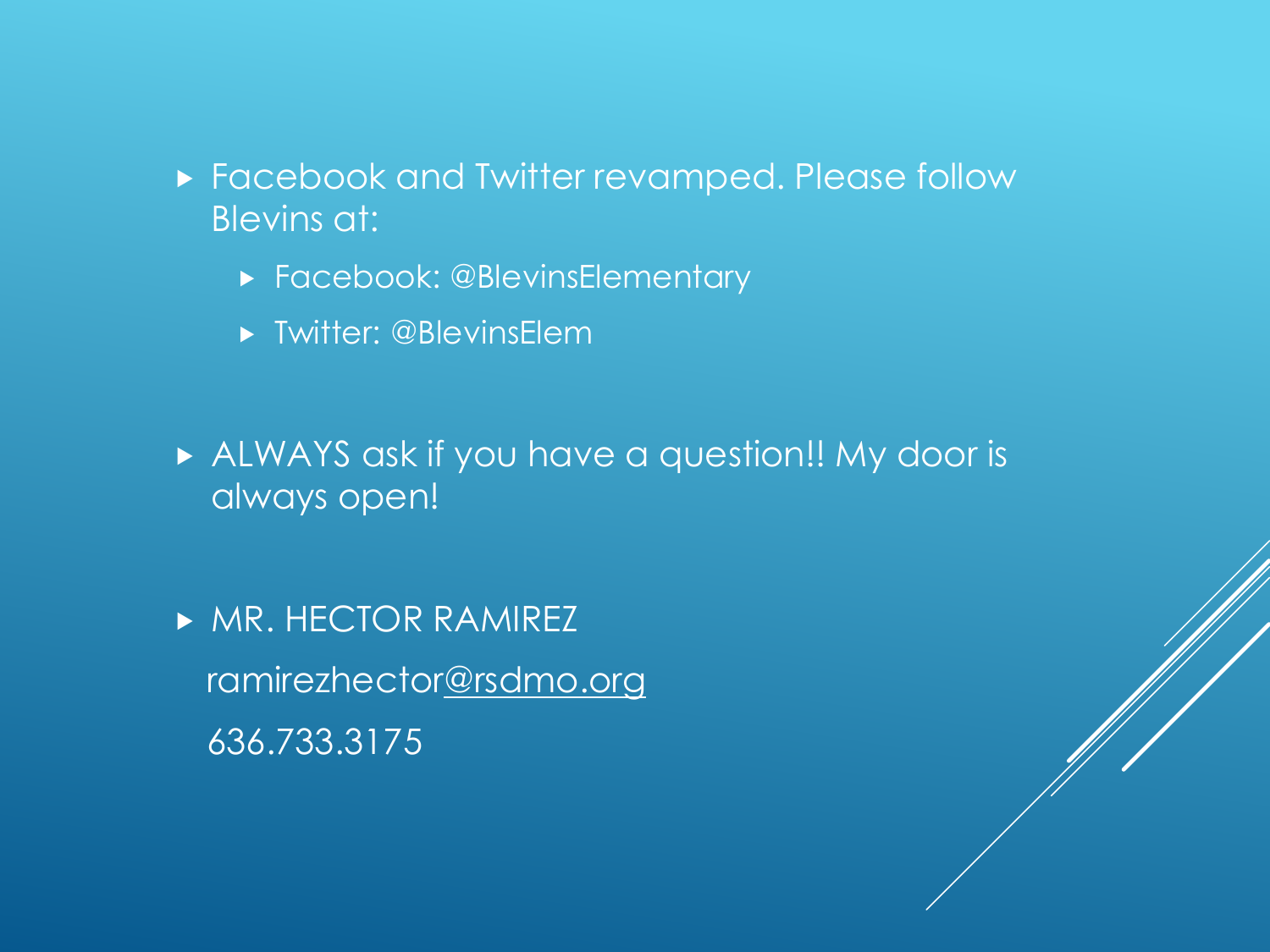- Facebook and Twitter revamped. Please follow Blevins at:
  - Facebook: @BlevinsElementary
  - Twitter: @BlevinsElem

- ALWAYS ask if you have a question!! My door is always open!

- MR. HECTOR RAMIREZ

  ramirezhector@rsdmo.org

  636.733.3175